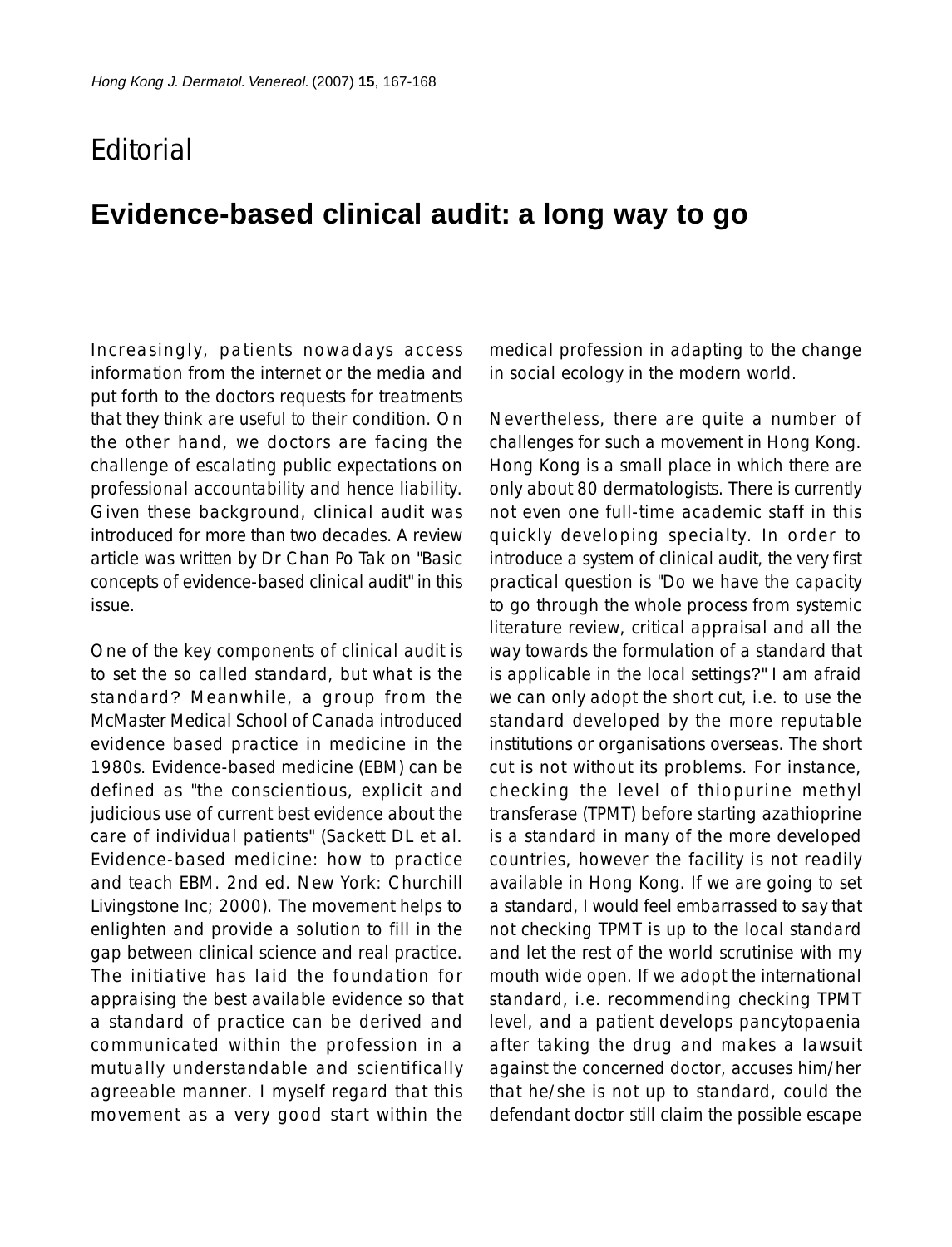Editorial

# Evidence-based clinical audit: a long way to go

Increasingly, patients nowadays access information from the internet or the media and put forth to the doctors requests for treatments that they think are useful to their condition. On the other hand, we doctors are facing the challenge of escalating public expectations on professional accountability and hence liability. Given these background, clinical audit was introduced for more than two decades. A review article was written by Dr Chan Po Tak on "Basic concepts of evidence-based clinical audit" in this issue.

One of the key components of clinical audit is to set the so called standard, but what is the standard? Meanwhile, a group from the McMaster Medical School of Canada introduced evidence based practice in medicine in the 1980s. Evidence-based medicine (EBM) can be defined as "the conscientious, explicit and judicious use of current best evidence about the care of individual patients" (Sackett DL et al. Evidence-based medicine: how to practice and teach EBM. 2nd ed. New York: Churchill Livingstone Inc; 2000). The movement helps to enlighten and provide a solution to fill in the gap between clinical science and real practice. The initiative has laid the foundation for appraising the best available evidence so that a standard of practice can be derived and communicated within the profession in a mutually understandable and scientifically agreeable manner. I myself regard that this movement as a very good start within the medical profession in adapting to the change in social ecology in the modern world.

Nevertheless, there are quite a number of challenges for such a movement in Hong Kong. Hong Kong is a small place in which there are only about 80 dermatologists. There is currently not even one full-time academic staff in this quickly developing specialty. In order to introduce a system of clinical audit, the very first practical question is "Do we have the capacity to go through the whole process from systemic literature review, critical appraisal and all the way towards the formulation of a standard that is applicable in the local settings?" I am afraid we can only adopt the short cut, i.e. to use the standard developed by the more reputable institutions or organisations overseas. The short cut is not without its problems. For instance, checking the level of thiopurine methyl transferase (TPMT) before starting azathioprine is a standard in many of the more developed countries, however the facility is not readily available in Hong Kong. If we are going to set a standard, I would feel embarrassed to say that not checking TPMT is up to the local standard and let the rest of the world scrutinise with my mouth wide open. If we adopt the international standard, i.e. recommending checking TPMT level, and a patient develops pancytopaenia after taking the drug and makes a lawsuit against the concerned doctor, accuses him/her that he/she is not up to standard, could the defendant doctor still claim the possible escape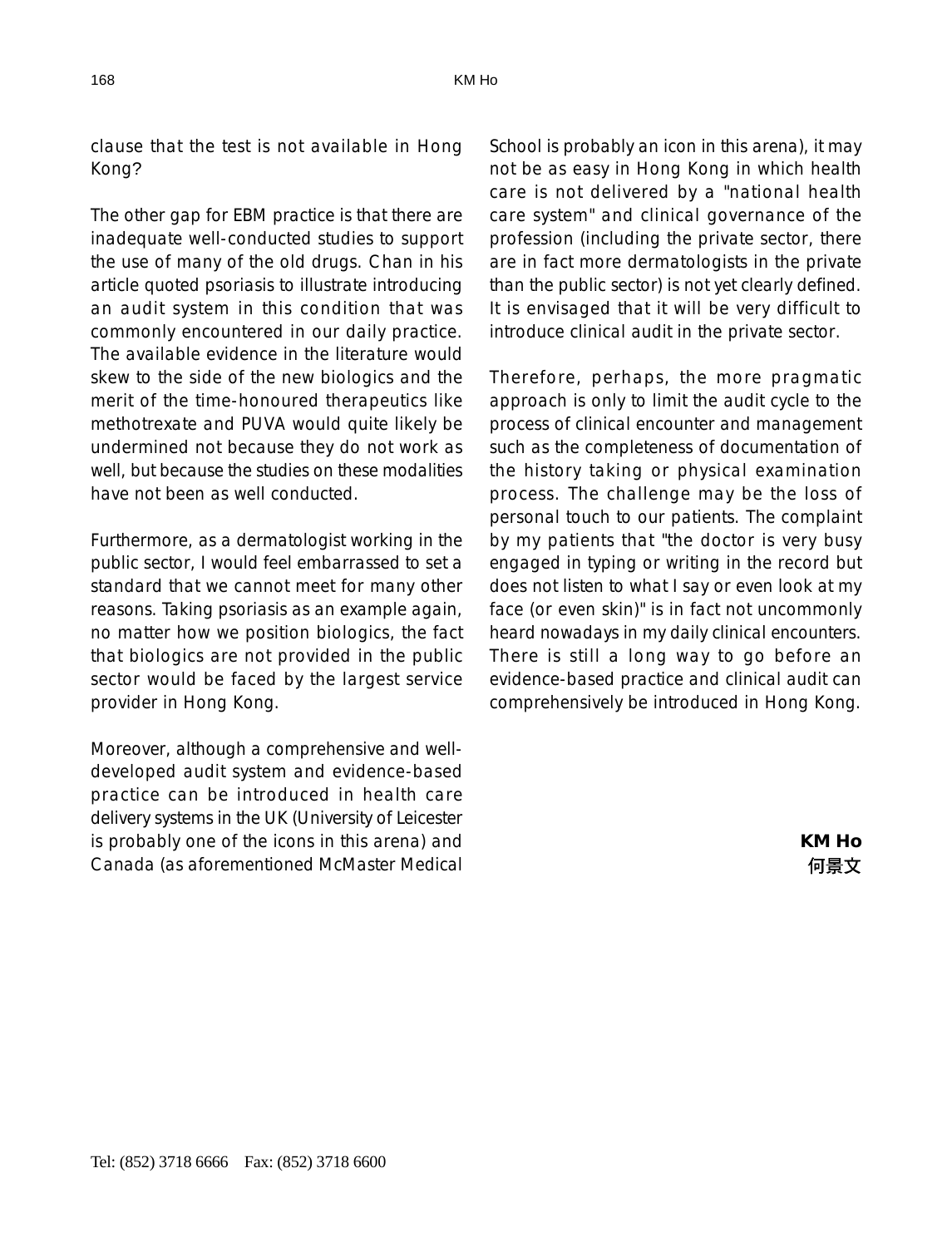clause that the test is not available in Hong Kong?

The other gap for EBM practice is that there are inadequate well-conducted studies to support the use of many of the old drugs. Chan in his article quoted psoriasis to illustrate introducing an audit system in this condition that was commonly encountered in our daily practice. The available evidence in the literature would skew to the side of the new biologics and the merit of the time-honoured therapeutics like methotrexate and PUVA would quite likely be undermined not because they do not work as well, but because the studies on these modalities have not been as well conducted.

Furthermore, as a dermatologist working in the public sector, I would feel embarrassed to set a standard that we cannot meet for many other reasons. Taking psoriasis as an example again, no matter how we position biologics, the fact that biologics are not provided in the public sector would be faced by the largest service provider in Hong Kong.

Moreover, although a comprehensive and well-developed audit system and evidence-based practice can be introduced in health care delivery systems in the UK (University of Leicester is probably one of the icons in this arena) and Canada (as aforementioned McMaster Medical School is probably an icon in this arena), it may not be as easy in Hong Kong in which health care is not delivered by a "national health care system" and clinical governance of the profession (including the private sector, there are in fact more dermatologists in the private than the public sector) is not yet clearly defined. It is envisaged that it will be very difficult to introduce clinical audit in the private sector.

Therefore, perhaps, the more pragmatic approach is only to limit the audit cycle to the process of clinical encounter and management such as the completeness of documentation of the history taking or physical examination process. The challenge may be the loss of personal touch to our patients. The complaint by my patients that "the doctor is very busy engaged in typing or writing in the record but does not listen to what I say or even look at my face (or even skin)" is in fact not uncommonly heard nowadays in my daily clinical encounters. There is still a long way to go before an evidence-based practice and clinical audit can comprehensively be introduced in Hong Kong.

**KM Ho**
**何景文**

Tel: (852) 3718 6666 Fax: (852) 3718 6600